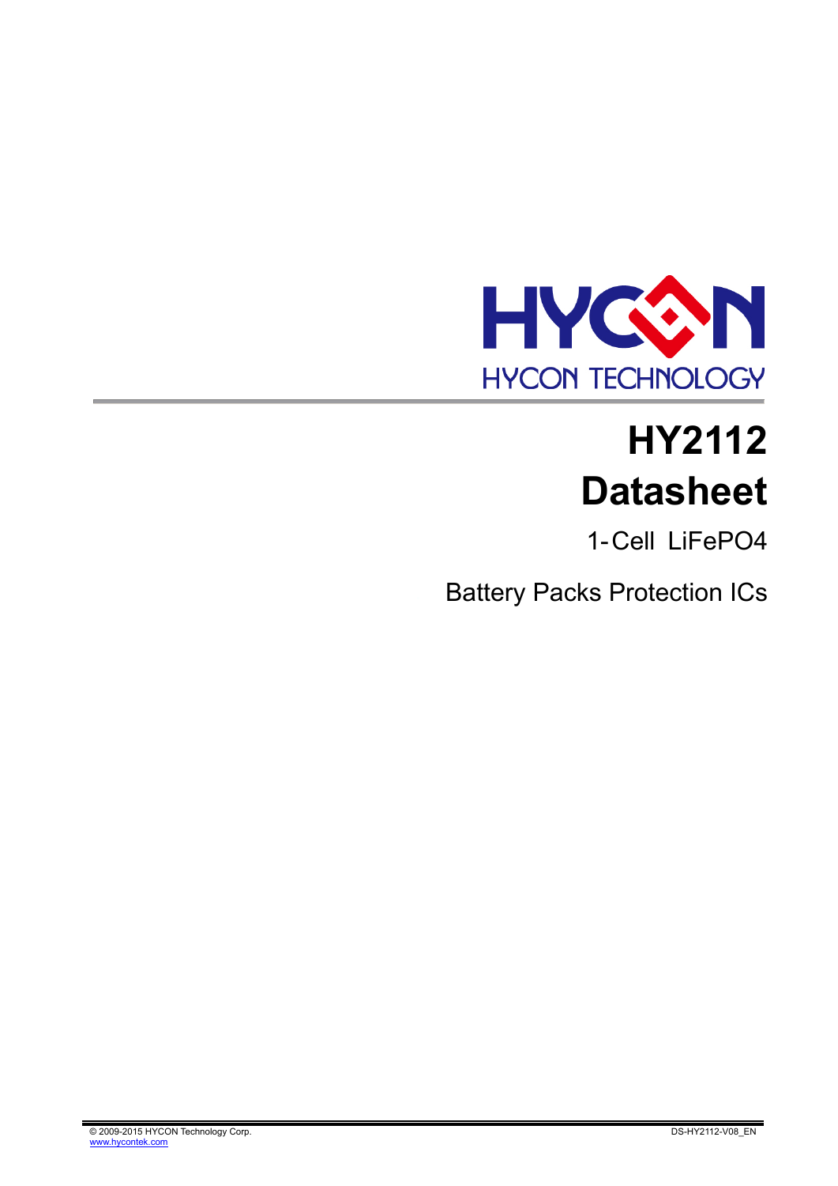# HY2112

# Datasheet

1-Cell LiFePO4

Battery Packs Protection ICs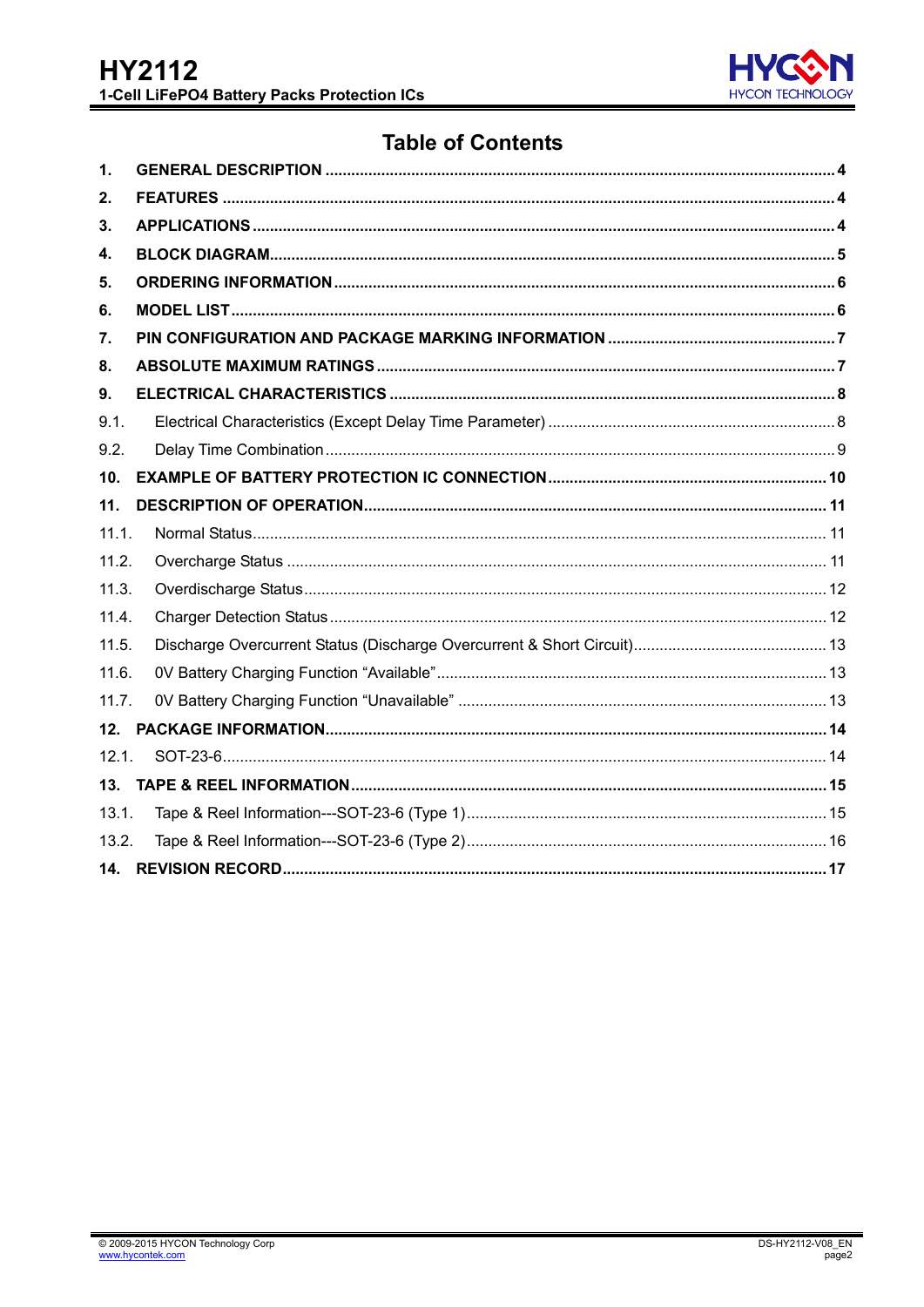# Table of Contents

1. **GENERAL DESCRIPTION** ........ 4
2. **FEATURES** ........ 4
3. **APPLICATIONS** ........ 4
4. **BLOCK DIAGRAM** ........ 5
5. **ORDERING INFORMATION** ........ 6
6. **MODEL LIST** ........ 6
7. **PIN CONFIGURATION AND PACKAGE MARKING INFORMATION** ........ 7
8. **ABSOLUTE MAXIMUM RATINGS** ........ 7
9. **ELECTRICAL CHARACTERISTICS** ........ 8
   - 9.1. Electrical Characteristics (Except Delay Time Parameter) ........ 8
   - 9.2. Delay Time Combination ........ 9
10. **EXAMPLE OF BATTERY PROTECTION IC CONNECTION** ........ 10
11. **DESCRIPTION OF OPERATION** ........ 11
    - 11.1. Normal Status ........ 11
    - 11.2. Overcharge Status ........ 11
    - 11.3. Overdischarge Status ........ 12
    - 11.4. Charger Detection Status ........ 12
    - 11.5. Discharge Overcurrent Status (Discharge Overcurrent & Short Circuit) ........ 13
    - 11.6. 0V Battery Charging Function "Available" ........ 13
    - 11.7. 0V Battery Charging Function "Unavailable" ........ 13
12. **PACKAGE INFORMATION** ........ 14
    - 12.1. SOT-23-6 ........ 14
13. **TAPE & REEL INFORMATION** ........ 15
    - 13.1. Tape & Reel Information---SOT-23-6 (Type 1) ........ 15
    - 13.2. Tape & Reel Information---SOT-23-6 (Type 2) ........ 16
14. **REVISION RECORD** ........ 17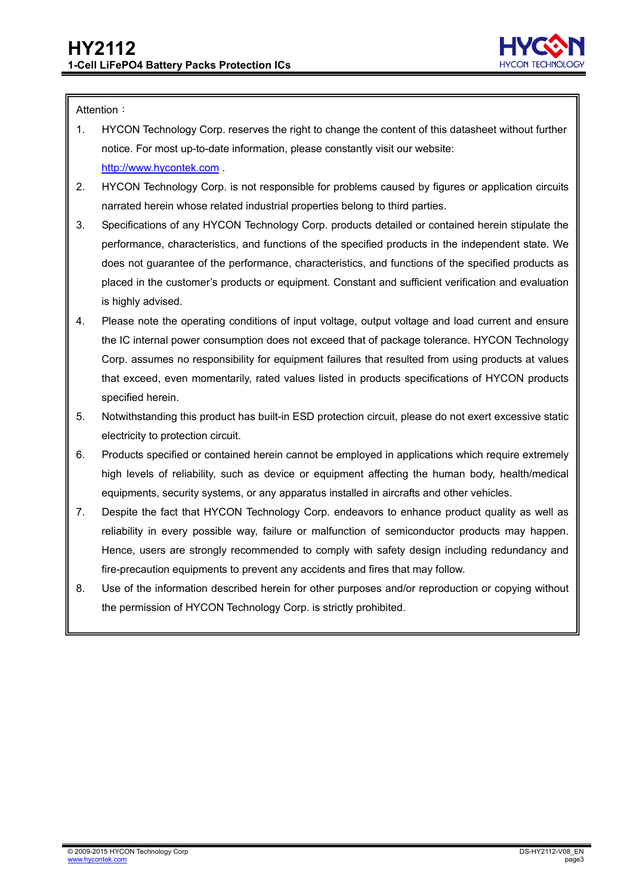Attention：

1. HYCON Technology Corp. reserves the right to change the content of this datasheet without further notice. For most up-to-date information, please constantly visit our website: http://www.hycontek.com .
2. HYCON Technology Corp. is not responsible for problems caused by figures or application circuits narrated herein whose related industrial properties belong to third parties.
3. Specifications of any HYCON Technology Corp. products detailed or contained herein stipulate the performance, characteristics, and functions of the specified products in the independent state. We does not guarantee of the performance, characteristics, and functions of the specified products as placed in the customer's products or equipment. Constant and sufficient verification and evaluation is highly advised.
4. Please note the operating conditions of input voltage, output voltage and load current and ensure the IC internal power consumption does not exceed that of package tolerance. HYCON Technology Corp. assumes no responsibility for equipment failures that resulted from using products at values that exceed, even momentarily, rated values listed in products specifications of HYCON products specified herein.
5. Notwithstanding this product has built-in ESD protection circuit, please do not exert excessive static electricity to protection circuit.
6. Products specified or contained herein cannot be employed in applications which require extremely high levels of reliability, such as device or equipment affecting the human body, health/medical equipments, security systems, or any apparatus installed in aircrafts and other vehicles.
7. Despite the fact that HYCON Technology Corp. endeavors to enhance product quality as well as reliability in every possible way, failure or malfunction of semiconductor products may happen. Hence, users are strongly recommended to comply with safety design including redundancy and fire-precaution equipments to prevent any accidents and fires that may follow.
8. Use of the information described herein for other purposes and/or reproduction or copying without the permission of HYCON Technology Corp. is strictly prohibited.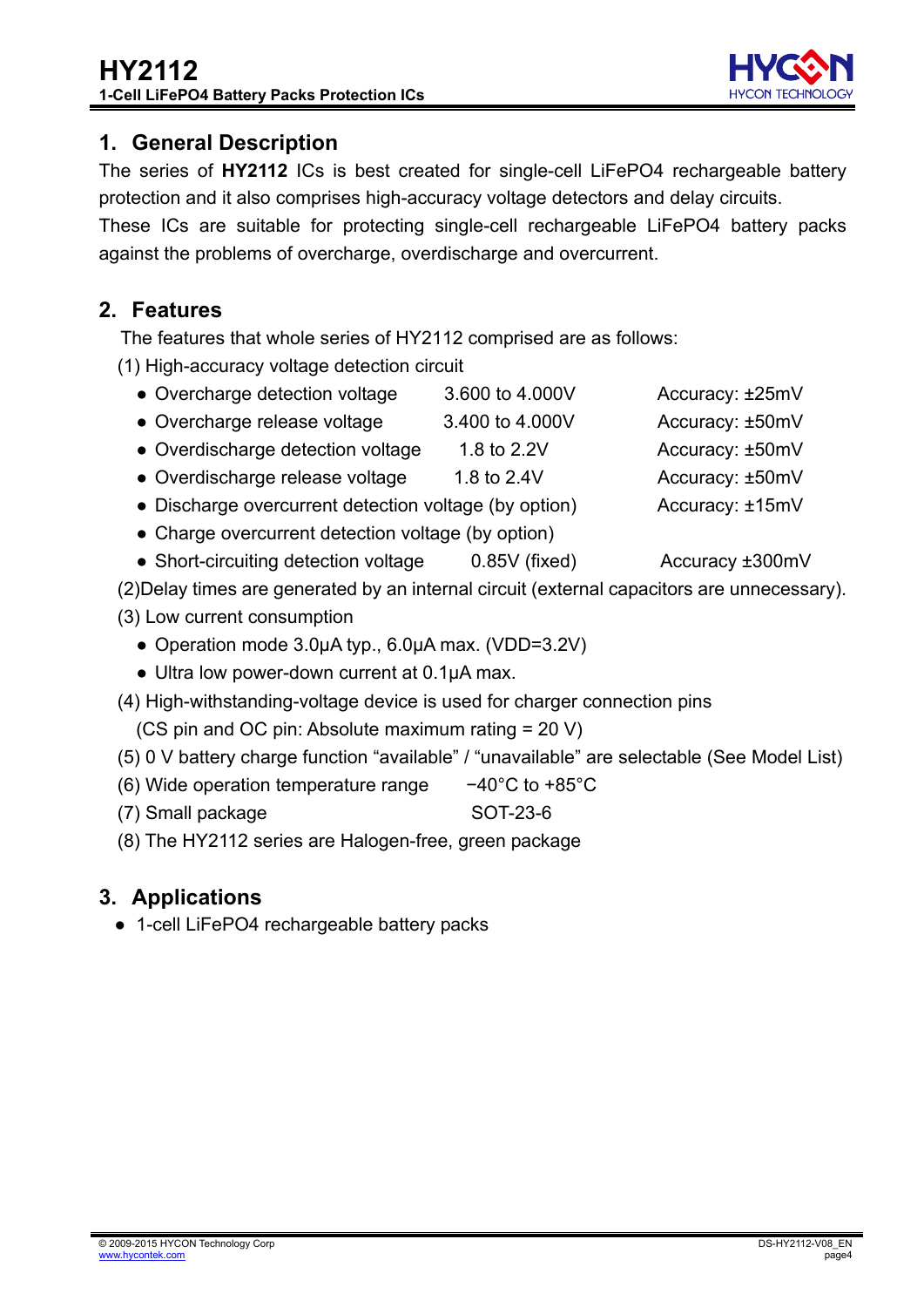## 1. General Description

The series of **HY2112** ICs is best created for single-cell LiFePO4 rechargeable battery protection and it also comprises high-accuracy voltage detectors and delay circuits.

These ICs are suitable for protecting single-cell rechargeable LiFePO4 battery packs against the problems of overcharge, overdischarge and overcurrent.

## 2. Features

The features that whole series of HY2112 comprised are as follows:

(1) High-accuracy voltage detection circuit

- Overcharge detection voltage 3.600 to 4.000V Accuracy: ±25mV
- Overcharge release voltage 3.400 to 4.000V Accuracy: ±50mV
- Overdischarge detection voltage 1.8 to 2.2V Accuracy: ±50mV
- Overdischarge release voltage 1.8 to 2.4V Accuracy: ±50mV
- Discharge overcurrent detection voltage (by option) Accuracy: ±15mV
- Charge overcurrent detection voltage (by option)
- Short-circuiting detection voltage 0.85V (fixed) Accuracy ±300mV

(2)Delay times are generated by an internal circuit (external capacitors are unnecessary).

(3) Low current consumption

- Operation mode 3.0μA typ., 6.0μA max. (VDD=3.2V)
- Ultra low power-down current at 0.1μA max.

(4) High-withstanding-voltage device is used for charger connection pins
(CS pin and OC pin: Absolute maximum rating = 20 V)

(5) 0 V battery charge function “available” / “unavailable” are selectable (See Model List)

(6) Wide operation temperature range −40°C to +85°C

(7) Small package SOT-23-6

(8) The HY2112 series are Halogen-free, green package

## 3. Applications

- 1-cell LiFePO4 rechargeable battery packs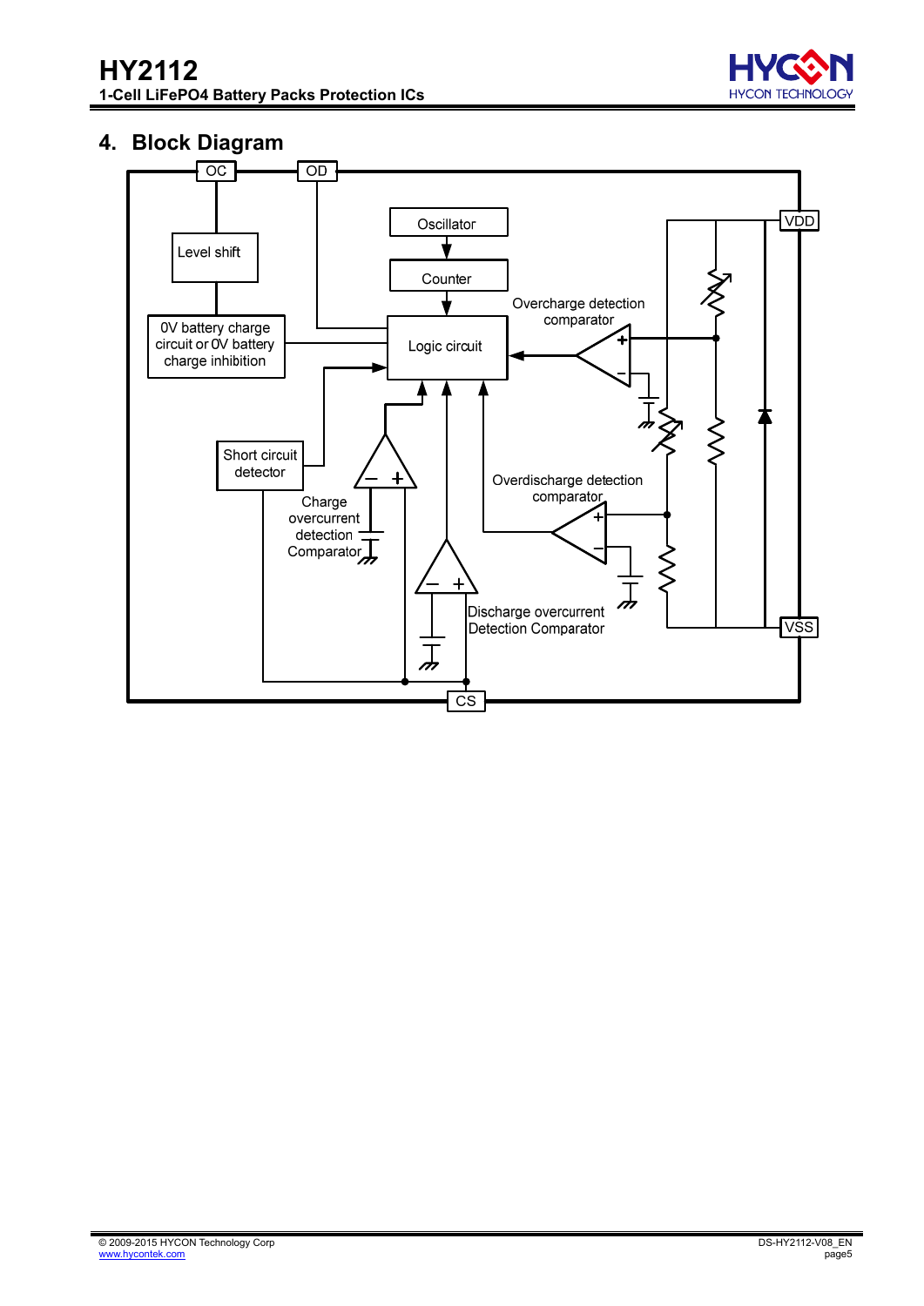## 4. Block Diagram

OC
OD
VDD
VSS
CS

Level shift

0V battery charge circuit or 0V battery charge inhibition

Oscillator

Counter

Logic circuit

Overcharge detection comparator

Short circuit detector

Charge overcurrent detection Comparator

Overdischarge detection comparator

Discharge overcurrent Detection Comparator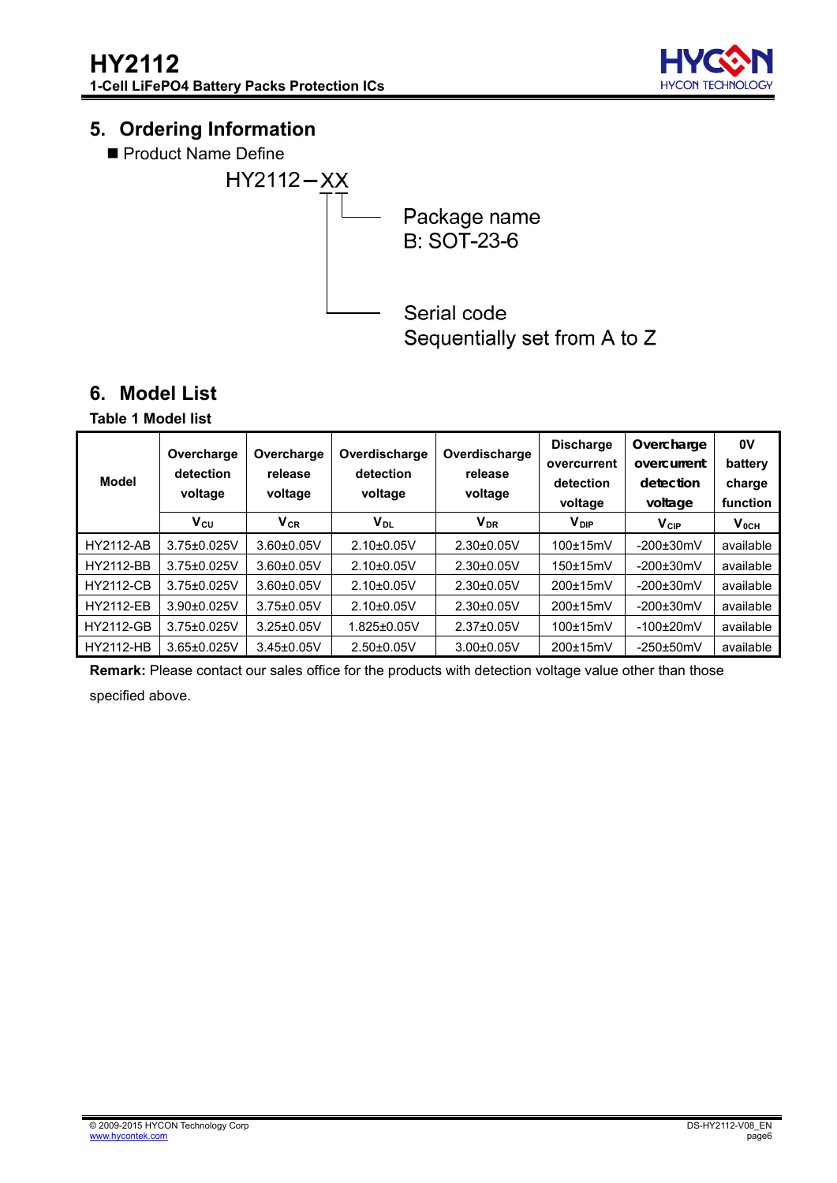## 5. Ordering Information

■ Product Name Define

HY2112－XX

- Package name
  B: SOT-23-6
- Serial code
  Sequentially set from A to Z

## 6. Model List

**Table 1 Model list**

| Model | Overcharge detection voltage | Overcharge release voltage | Overdischarge detection voltage | Overdischarge release voltage | Discharge overcurrent detection voltage | Overcharge overcurrent detection voltage | 0V battery charge function |
|---|---|---|---|---|---|---|---|
| | $V_{CU}$ | $V_{CR}$ | $V_{DL}$ | $V_{DR}$ | $V_{DIP}$ | $V_{CIP}$ | $V_{0CH}$ |
| HY2112-AB | 3.75±0.025V | 3.60±0.05V | 2.10±0.05V | 2.30±0.05V | 100±15mV | -200±30mV | available |
| HY2112-BB | 3.75±0.025V | 3.60±0.05V | 2.10±0.05V | 2.30±0.05V | 150±15mV | -200±30mV | available |
| HY2112-CB | 3.75±0.025V | 3.60±0.05V | 2.10±0.05V | 2.30±0.05V | 200±15mV | -200±30mV | available |
| HY2112-EB | 3.90±0.025V | 3.75±0.05V | 2.10±0.05V | 2.30±0.05V | 200±15mV | -200±30mV | available |
| HY2112-GB | 3.75±0.025V | 3.25±0.05V | 1.825±0.05V | 2.37±0.05V | 100±15mV | -100±20mV | available |
| HY2112-HB | 3.65±0.025V | 3.45±0.05V | 2.50±0.05V | 3.00±0.05V | 200±15mV | -250±50mV | available |

**Remark:** Please contact our sales office for the products with detection voltage value other than those specified above.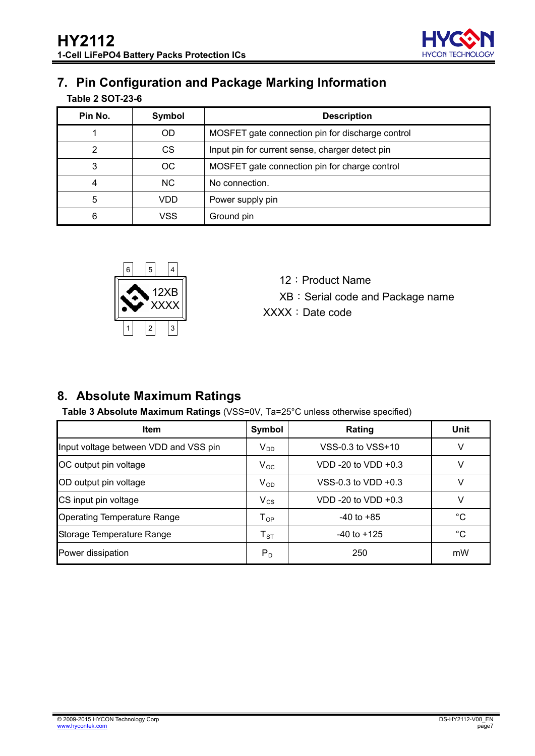## 7. Pin Configuration and Package Marking Information

**Table 2 SOT-23-6**

| Pin No. | Symbol | Description |
|---|---|---|
| 1 | OD | MOSFET gate connection pin for discharge control |
| 2 | CS | Input pin for current sense, charger detect pin |
| 3 | OC | MOSFET gate connection pin for charge control |
| 4 | NC | No connection. |
| 5 | VDD | Power supply pin |
| 6 | VSS | Ground pin |

12：Product Name
XB：Serial code and Package name
XXXX：Date code

## 8. Absolute Maximum Ratings

**Table 3 Absolute Maximum Ratings** (VSS=0V, Ta=25°C unless otherwise specified)

| Item | Symbol | Rating | Unit |
|---|---|---|---|
| Input voltage between VDD and VSS pin | $V_{DD}$ | VSS-0.3 to VSS+10 | V |
| OC output pin voltage | $V_{OC}$ | VDD -20 to VDD +0.3 | V |
| OD output pin voltage | $V_{OD}$ | VSS-0.3 to VDD +0.3 | V |
| CS input pin voltage | $V_{CS}$ | VDD -20 to VDD +0.3 | V |
| Operating Temperature Range | $T_{OP}$ | -40 to +85 | °C |
| Storage Temperature Range | $T_{ST}$ | -40 to +125 | °C |
| Power dissipation | $P_D$ | 250 | mW |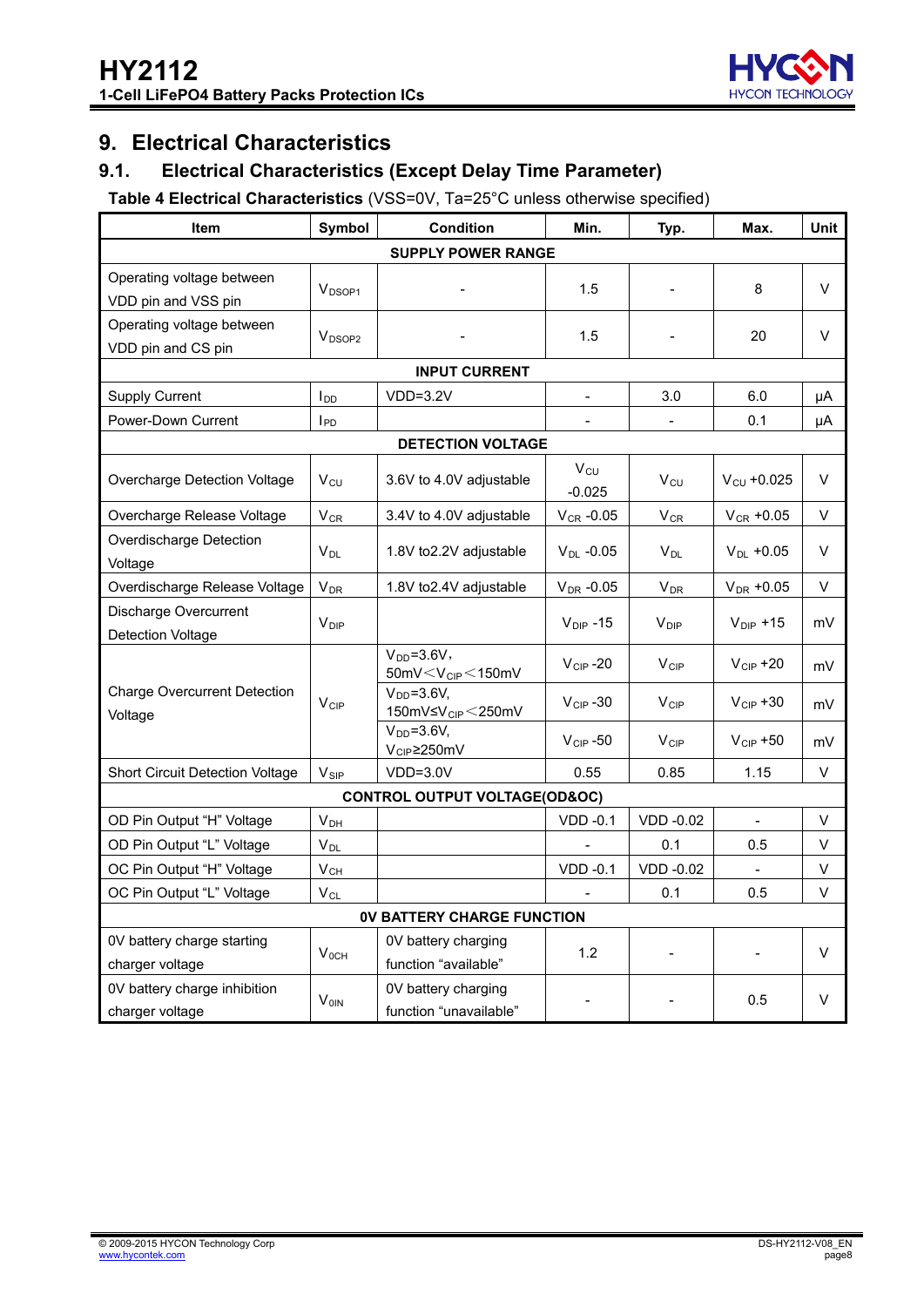# 9. Electrical Characteristics

## 9.1. Electrical Characteristics (Except Delay Time Parameter)

**Table 4 Electrical Characteristics** (VSS=0V, Ta=25°C unless otherwise specified)

| Item | Symbol | Condition | Min. | Typ. | Max. | Unit |
|---|---|---|---|---|---|---|
| **SUPPLY POWER RANGE** | | | | | | |
| Operating voltage between VDD pin and VSS pin | $V_{DSOP1}$ | - | 1.5 | - | 8 | V |
| Operating voltage between VDD pin and CS pin | $V_{DSOP2}$ | - | 1.5 | - | 20 | V |
| **INPUT CURRENT** | | | | | | |
| Supply Current | $I_{DD}$ | VDD=3.2V | - | 3.0 | 6.0 | μA |
| Power-Down Current | $I_{PD}$ | | - | - | 0.1 | μA |
| **DETECTION VOLTAGE** | | | | | | |
| Overcharge Detection Voltage | $V_{CU}$ | 3.6V to 4.0V adjustable | $V_{CU}$ -0.025 | $V_{CU}$ | $V_{CU}$ +0.025 | V |
| Overcharge Release Voltage | $V_{CR}$ | 3.4V to 4.0V adjustable | $V_{CR}$ -0.05 | $V_{CR}$ | $V_{CR}$ +0.05 | V |
| Overdischarge Detection Voltage | $V_{DL}$ | 1.8V to2.2V adjustable | $V_{DL}$ -0.05 | $V_{DL}$ | $V_{DL}$ +0.05 | V |
| Overdischarge Release Voltage | $V_{DR}$ | 1.8V to2.4V adjustable | $V_{DR}$ -0.05 | $V_{DR}$ | $V_{DR}$ +0.05 | V |
| Discharge Overcurrent Detection Voltage | $V_{DIP}$ | | $V_{DIP}$ -15 | $V_{DIP}$ | $V_{DIP}$ +15 | mV |
| Charge Overcurrent Detection Voltage | $V_{CIP}$ | $V_{DD}$=3.6V, 50mV< $V_{CIP}$ <150mV | $V_{CIP}$ -20 | $V_{CIP}$ | $V_{CIP}$ +20 | mV |
| | | $V_{DD}$=3.6V, 150mV≤ $V_{CIP}$ <250mV | $V_{CIP}$ -30 | $V_{CIP}$ | $V_{CIP}$ +30 | mV |
| | | $V_{DD}$=3.6V, $V_{CIP}$≥250mV | $V_{CIP}$ -50 | $V_{CIP}$ | $V_{CIP}$ +50 | mV |
| Short Circuit Detection Voltage | $V_{SIP}$ | VDD=3.0V | 0.55 | 0.85 | 1.15 | V |
| **CONTROL OUTPUT VOLTAGE(OD&OC)** | | | | | | |
| OD Pin Output "H" Voltage | $V_{DH}$ | | VDD -0.1 | VDD -0.02 | - | V |
| OD Pin Output "L" Voltage | $V_{DL}$ | | - | 0.1 | 0.5 | V |
| OC Pin Output "H" Voltage | $V_{CH}$ | | VDD -0.1 | VDD -0.02 | - | V |
| OC Pin Output "L" Voltage | $V_{CL}$ | | - | 0.1 | 0.5 | V |
| **0V BATTERY CHARGE FUNCTION** | | | | | | |
| 0V battery charge starting charger voltage | $V_{0CH}$ | 0V battery charging function "available" | 1.2 | - | - | V |
| 0V battery charge inhibition charger voltage | $V_{0IN}$ | 0V battery charging function "unavailable" | - | - | 0.5 | V |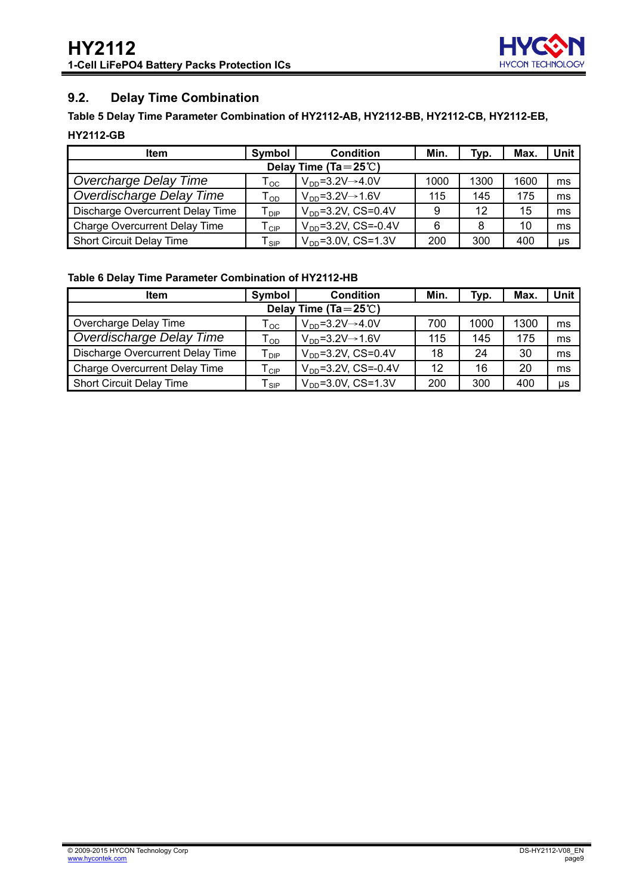## 9.2. Delay Time Combination

**Table 5 Delay Time Parameter Combination of HY2112-AB, HY2112-BB, HY2112-CB, HY2112-EB, HY2112-GB**

| Item | Symbol | Condition | Min. | Typ. | Max. | Unit |
|---|---|---|---|---|---|---|
| **Delay Time (Ta＝25℃)** | | | | | | |
| Overcharge Delay Time | $T_{OC}$ | $V_{DD}$=3.2V→4.0V | 1000 | 1300 | 1600 | ms |
| Overdischarge Delay Time | $T_{OD}$ | $V_{DD}$=3.2V→1.6V | 115 | 145 | 175 | ms |
| Discharge Overcurrent Delay Time | $T_{DIP}$ | $V_{DD}$=3.2V, CS=0.4V | 9 | 12 | 15 | ms |
| Charge Overcurrent Delay Time | $T_{CIP}$ | $V_{DD}$=3.2V, CS=-0.4V | 6 | 8 | 10 | ms |
| Short Circuit Delay Time | $T_{SIP}$ | $V_{DD}$=3.0V, CS=1.3V | 200 | 300 | 400 | μs |

**Table 6 Delay Time Parameter Combination of HY2112-HB**

| Item | Symbol | Condition | Min. | Typ. | Max. | Unit |
|---|---|---|---|---|---|---|
| **Delay Time (Ta＝25℃)** | | | | | | |
| Overcharge Delay Time | $T_{OC}$ | $V_{DD}$=3.2V→4.0V | 700 | 1000 | 1300 | ms |
| Overdischarge Delay Time | $T_{OD}$ | $V_{DD}$=3.2V→1.6V | 115 | 145 | 175 | ms |
| Discharge Overcurrent Delay Time | $T_{DIP}$ | $V_{DD}$=3.2V, CS=0.4V | 18 | 24 | 30 | ms |
| Charge Overcurrent Delay Time | $T_{CIP}$ | $V_{DD}$=3.2V, CS=-0.4V | 12 | 16 | 20 | ms |
| Short Circuit Delay Time | $T_{SIP}$ | $V_{DD}$=3.0V, CS=1.3V | 200 | 300 | 400 | μs |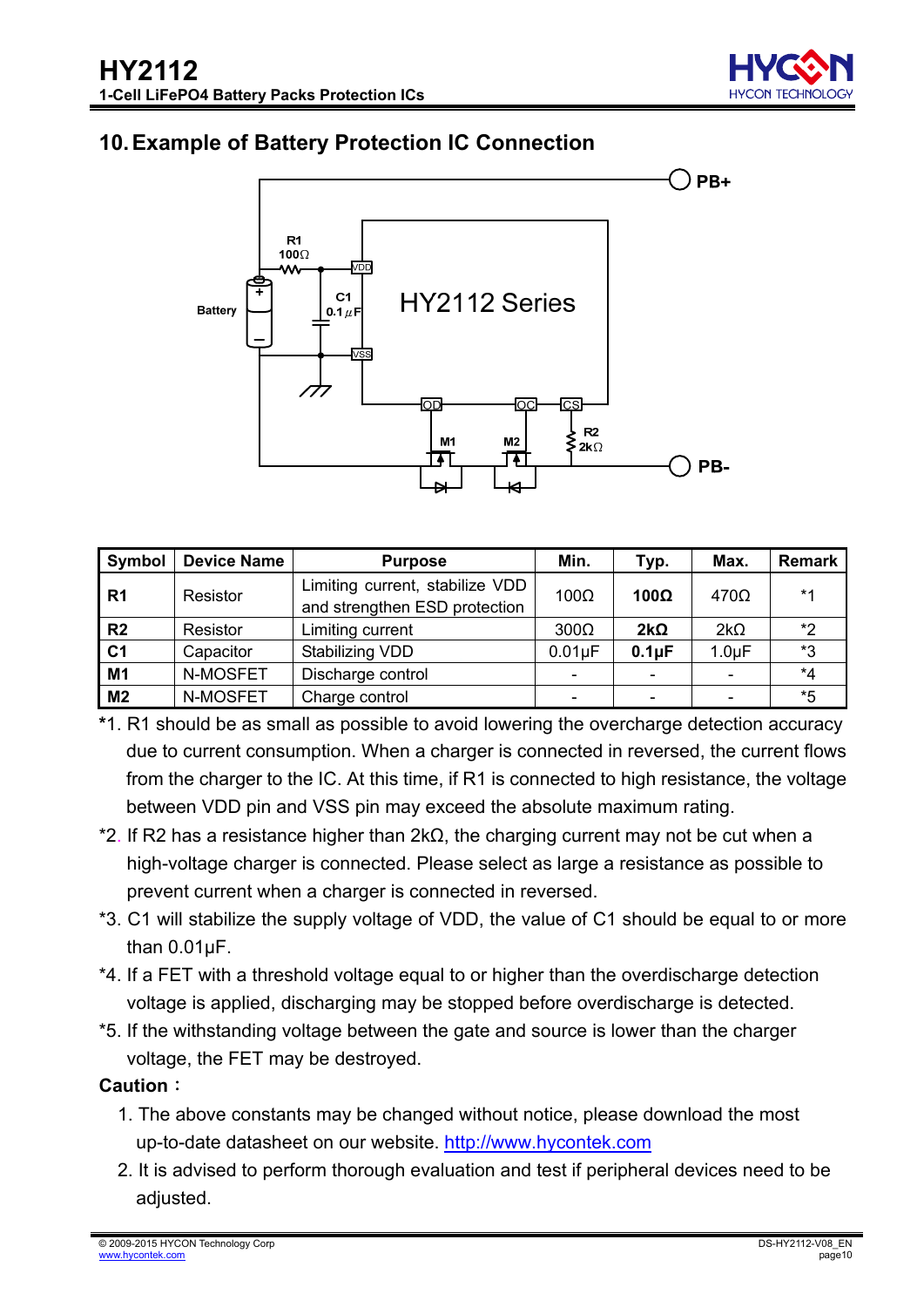## 10. Example of Battery Protection IC Connection

| Symbol | Device Name | Purpose | Min. | Typ. | Max. | Remark |
|---|---|---|---|---|---|---|
| **R1** | Resistor | Limiting current, stabilize VDD and strengthen ESD protection | 100Ω | **100Ω** | 470Ω | *1 |
| **R2** | Resistor | Limiting current | 300Ω | **2kΩ** | 2kΩ | *2 |
| **C1** | Capacitor | Stabilizing VDD | 0.01μF | **0.1μF** | 1.0μF | *3 |
| **M1** | N-MOSFET | Discharge control | - | - | - | *4 |
| **M2** | N-MOSFET | Charge control | - | - | - | *5 |

*1. R1 should be as small as possible to avoid lowering the overcharge detection accuracy due to current consumption. When a charger is connected in reversed, the current flows from the charger to the IC. At this time, if R1 is connected to high resistance, the voltage between VDD pin and VSS pin may exceed the absolute maximum rating.

*2. If R2 has a resistance higher than 2kΩ, the charging current may not be cut when a high-voltage charger is connected. Please select as large a resistance as possible to prevent current when a charger is connected in reversed.

*3. C1 will stabilize the supply voltage of VDD, the value of C1 should be equal to or more than 0.01μF.

*4. If a FET with a threshold voltage equal to or higher than the overdischarge detection voltage is applied, discharging may be stopped before overdischarge is detected.

*5. If the withstanding voltage between the gate and source is lower than the charger voltage, the FET may be destroyed.

**Caution：**

1. The above constants may be changed without notice, please download the most up-to-date datasheet on our website. http://www.hycontek.com
2. It is advised to perform thorough evaluation and test if peripheral devices need to be adjusted.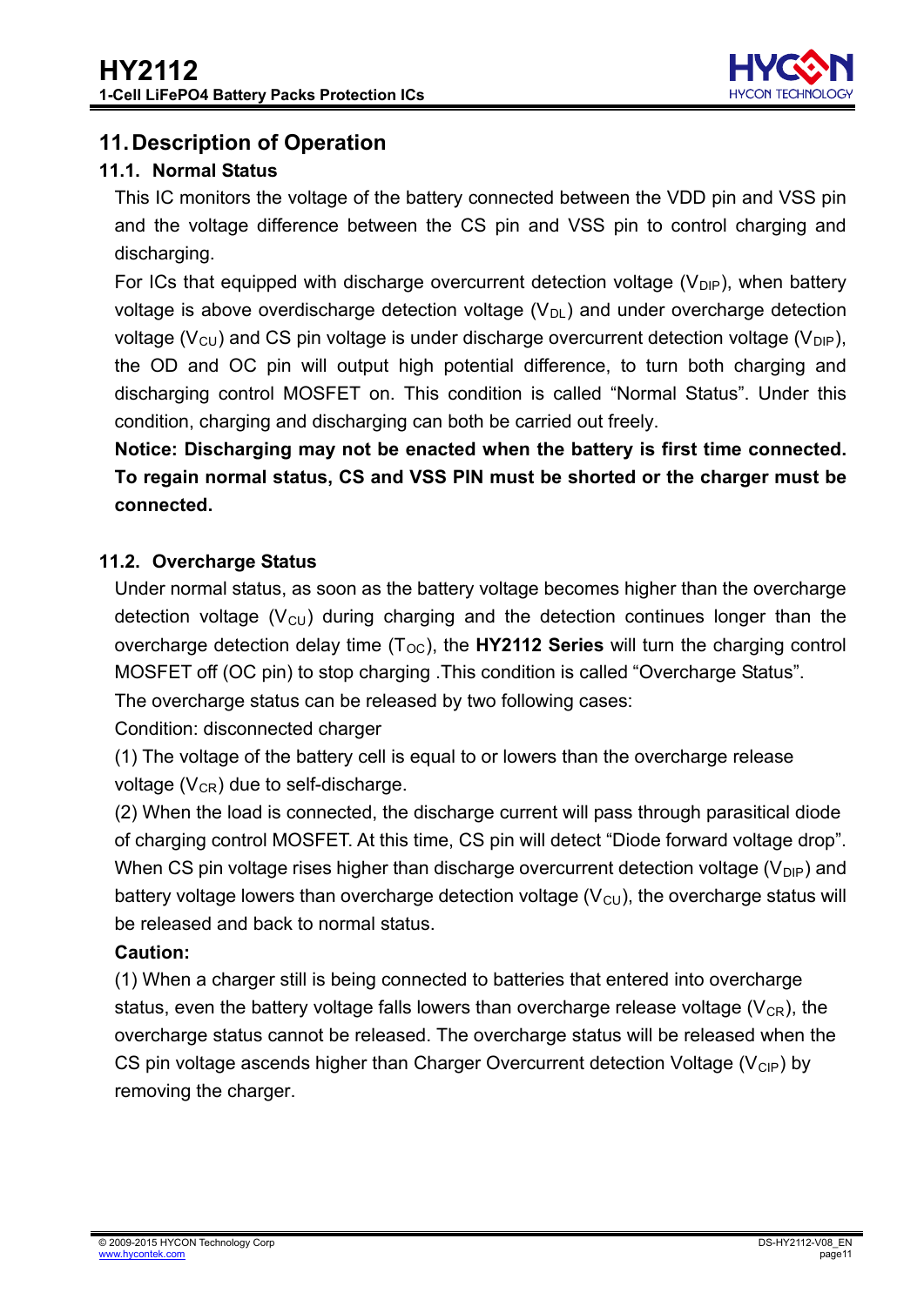## 11. Description of Operation

### 11.1. Normal Status

This IC monitors the voltage of the battery connected between the VDD pin and VSS pin and the voltage difference between the CS pin and VSS pin to control charging and discharging.

For ICs that equipped with discharge overcurrent detection voltage ($V_{DIP}$), when battery voltage is above overdischarge detection voltage ($V_{DL}$) and under overcharge detection voltage ($V_{CU}$) and CS pin voltage is under discharge overcurrent detection voltage ($V_{DIP}$), the OD and OC pin will output high potential difference, to turn both charging and discharging control MOSFET on. This condition is called "Normal Status". Under this condition, charging and discharging can both be carried out freely.

**Notice: Discharging may not be enacted when the battery is first time connected. To regain normal status, CS and VSS PIN must be shorted or the charger must be connected.**

### 11.2. Overcharge Status

Under normal status, as soon as the battery voltage becomes higher than the overcharge detection voltage ($V_{CU}$) during charging and the detection continues longer than the overcharge detection delay time ($T_{OC}$), the **HY2112 Series** will turn the charging control MOSFET off (OC pin) to stop charging .This condition is called "Overcharge Status".

The overcharge status can be released by two following cases:

Condition: disconnected charger

(1) The voltage of the battery cell is equal to or lowers than the overcharge release voltage ($V_{CR}$) due to self-discharge.

(2) When the load is connected, the discharge current will pass through parasitical diode of charging control MOSFET. At this time, CS pin will detect "Diode forward voltage drop". When CS pin voltage rises higher than discharge overcurrent detection voltage ($V_{DIP}$) and battery voltage lowers than overcharge detection voltage ($V_{CU}$), the overcharge status will be released and back to normal status.

**Caution:**

(1) When a charger still is being connected to batteries that entered into overcharge status, even the battery voltage falls lowers than overcharge release voltage ($V_{CR}$), the overcharge status cannot be released. The overcharge status will be released when the CS pin voltage ascends higher than Charger Overcurrent detection Voltage ($V_{CIP}$) by removing the charger.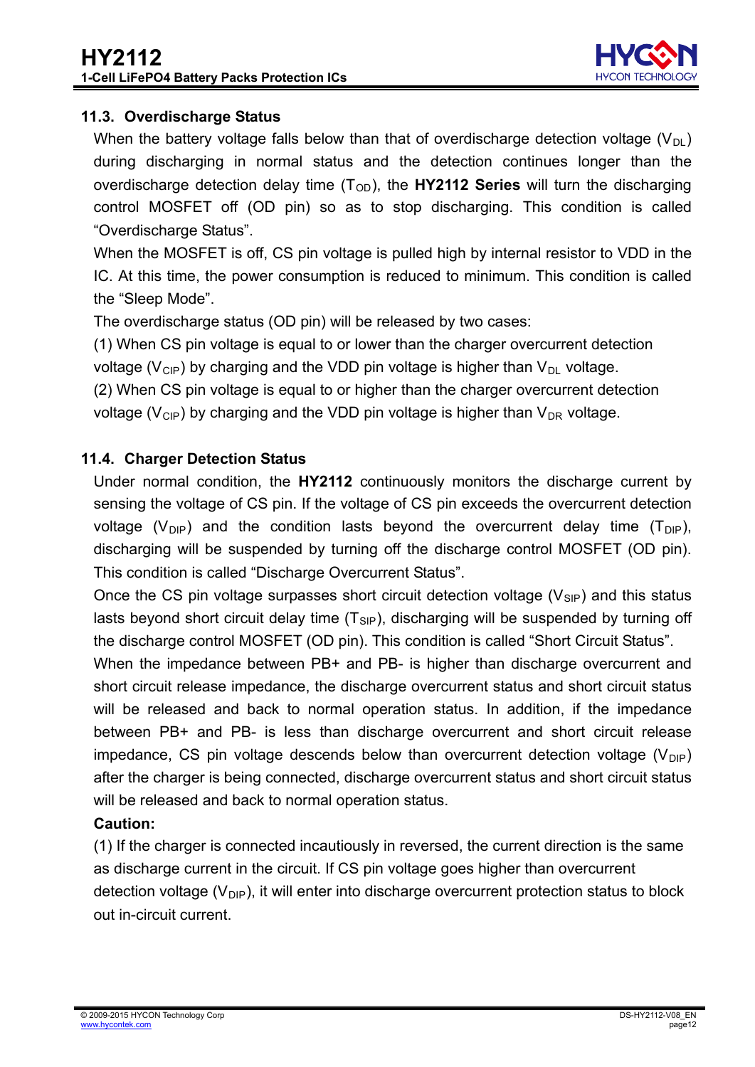### 11.3. Overdischarge Status

When the battery voltage falls below than that of overdischarge detection voltage ($V_{DL}$) during discharging in normal status and the detection continues longer than the overdischarge detection delay time ($T_{OD}$), the **HY2112 Series** will turn the discharging control MOSFET off (OD pin) so as to stop discharging. This condition is called "Overdischarge Status".

When the MOSFET is off, CS pin voltage is pulled high by internal resistor to VDD in the IC. At this time, the power consumption is reduced to minimum. This condition is called the "Sleep Mode".

The overdischarge status (OD pin) will be released by two cases:

(1) When CS pin voltage is equal to or lower than the charger overcurrent detection voltage ($V_{CIP}$) by charging and the VDD pin voltage is higher than $V_{DL}$ voltage.

(2) When CS pin voltage is equal to or higher than the charger overcurrent detection voltage ($V_{CIP}$) by charging and the VDD pin voltage is higher than $V_{DR}$ voltage.

### 11.4. Charger Detection Status

Under normal condition, the **HY2112** continuously monitors the discharge current by sensing the voltage of CS pin. If the voltage of CS pin exceeds the overcurrent detection voltage ($V_{DIP}$) and the condition lasts beyond the overcurrent delay time ($T_{DIP}$), discharging will be suspended by turning off the discharge control MOSFET (OD pin). This condition is called "Discharge Overcurrent Status".

Once the CS pin voltage surpasses short circuit detection voltage ($V_{SIP}$) and this status lasts beyond short circuit delay time ($T_{SIP}$), discharging will be suspended by turning off the discharge control MOSFET (OD pin). This condition is called "Short Circuit Status".

When the impedance between PB+ and PB- is higher than discharge overcurrent and short circuit release impedance, the discharge overcurrent status and short circuit status will be released and back to normal operation status. In addition, if the impedance between PB+ and PB- is less than discharge overcurrent and short circuit release impedance, CS pin voltage descends below than overcurrent detection voltage ($V_{DIP}$) after the charger is being connected, discharge overcurrent status and short circuit status will be released and back to normal operation status.

**Caution:**

(1) If the charger is connected incautiously in reversed, the current direction is the same as discharge current in the circuit. If CS pin voltage goes higher than overcurrent detection voltage ($V_{DIP}$), it will enter into discharge overcurrent protection status to block out in-circuit current.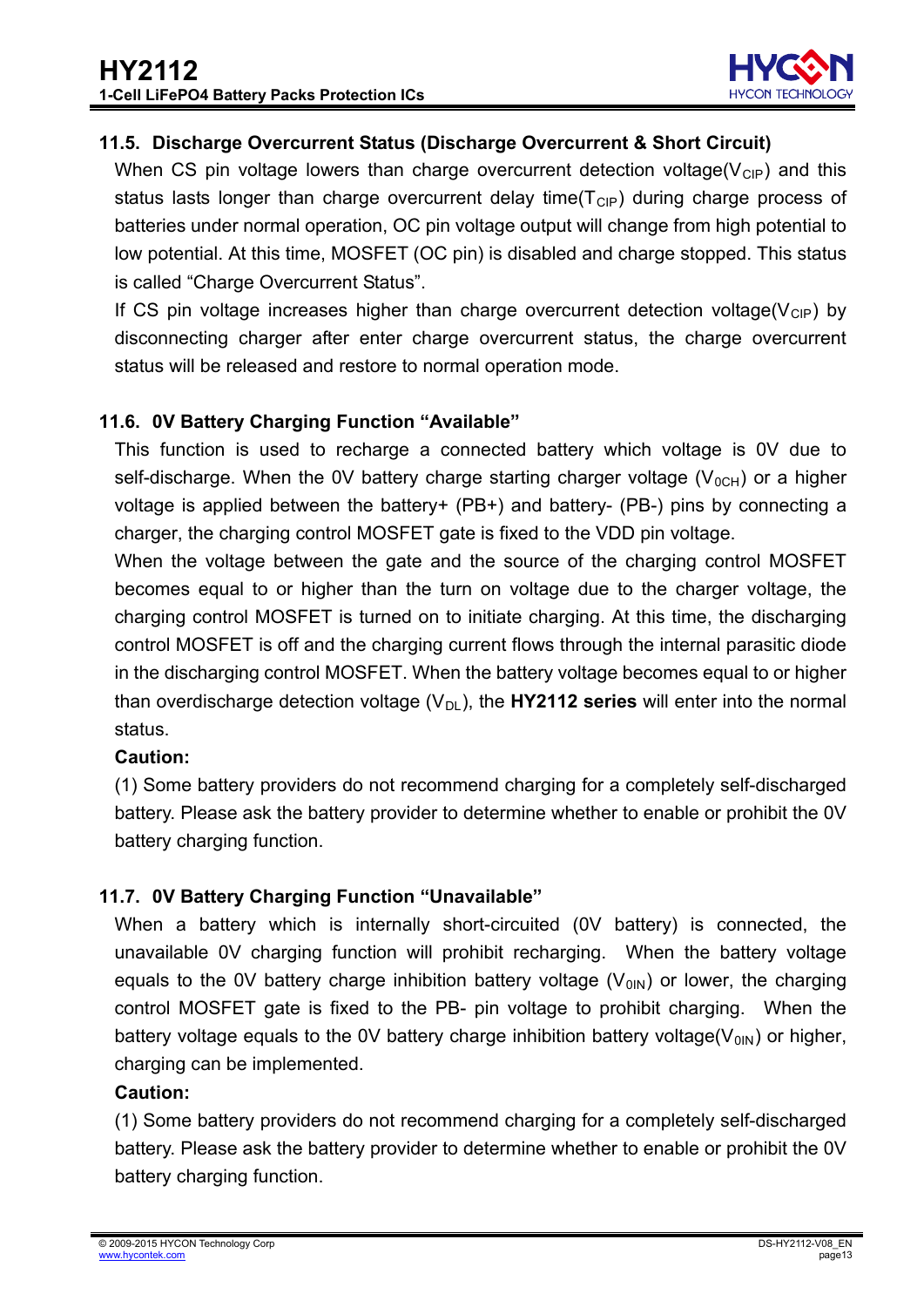### 11.5. Discharge Overcurrent Status (Discharge Overcurrent & Short Circuit)

When CS pin voltage lowers than charge overcurrent detection voltage($V_{CIP}$) and this status lasts longer than charge overcurrent delay time($T_{CIP}$) during charge process of batteries under normal operation, OC pin voltage output will change from high potential to low potential. At this time, MOSFET (OC pin) is disabled and charge stopped. This status is called "Charge Overcurrent Status".

If CS pin voltage increases higher than charge overcurrent detection voltage($V_{CIP}$) by disconnecting charger after enter charge overcurrent status, the charge overcurrent status will be released and restore to normal operation mode.

### 11.6. 0V Battery Charging Function "Available"

This function is used to recharge a connected battery which voltage is 0V due to self-discharge. When the 0V battery charge starting charger voltage ($V_{0CH}$) or a higher voltage is applied between the battery+ (PB+) and battery- (PB-) pins by connecting a charger, the charging control MOSFET gate is fixed to the VDD pin voltage.

When the voltage between the gate and the source of the charging control MOSFET becomes equal to or higher than the turn on voltage due to the charger voltage, the charging control MOSFET is turned on to initiate charging. At this time, the discharging control MOSFET is off and the charging current flows through the internal parasitic diode in the discharging control MOSFET. When the battery voltage becomes equal to or higher than overdischarge detection voltage ($V_{DL}$), the **HY2112 series** will enter into the normal status.

**Caution:**

(1) Some battery providers do not recommend charging for a completely self-discharged battery. Please ask the battery provider to determine whether to enable or prohibit the 0V battery charging function.

### 11.7. 0V Battery Charging Function "Unavailable"

When a battery which is internally short-circuited (0V battery) is connected, the unavailable 0V charging function will prohibit recharging. When the battery voltage equals to the 0V battery charge inhibition battery voltage ($V_{0IN}$) or lower, the charging control MOSFET gate is fixed to the PB- pin voltage to prohibit charging. When the battery voltage equals to the 0V battery charge inhibition battery voltage($V_{0IN}$) or higher, charging can be implemented.

**Caution:**

(1) Some battery providers do not recommend charging for a completely self-discharged battery. Please ask the battery provider to determine whether to enable or prohibit the 0V battery charging function.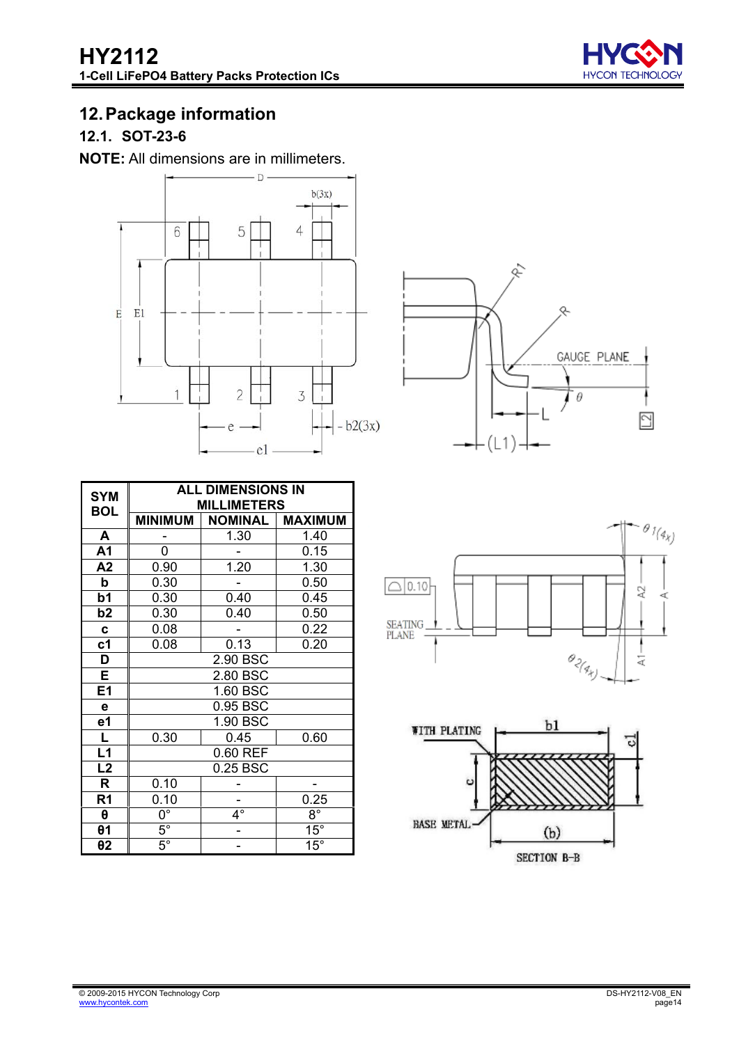## 12. Package information

### 12.1. SOT-23-6

**NOTE:** All dimensions are in millimeters.

| SYMBOL | ALL DIMENSIONS IN MILLIMETERS | | |
|---|---|---|---|
| | MINIMUM | NOMINAL | MAXIMUM |
| A | - | 1.30 | 1.40 |
| A1 | 0 | - | 0.15 |
| A2 | 0.90 | 1.20 | 1.30 |
| b | 0.30 | - | 0.50 |
| b1 | 0.30 | 0.40 | 0.45 |
| b2 | 0.30 | 0.40 | 0.50 |
| c | 0.08 | - | 0.22 |
| c1 | 0.08 | 0.13 | 0.20 |
| D | 2.90 BSC | | |
| E | 2.80 BSC | | |
| E1 | 1.60 BSC | | |
| e | 0.95 BSC | | |
| e1 | 1.90 BSC | | |
| L | 0.30 | 0.45 | 0.60 |
| L1 | 0.60 REF | | |
| L2 | 0.25 BSC | | |
| R | 0.10 | - | - |
| R1 | 0.10 | - | 0.25 |
| θ | 0° | 4° | 8° |
| θ1 | 5° | - | 15° |
| θ2 | 5° | - | 15° |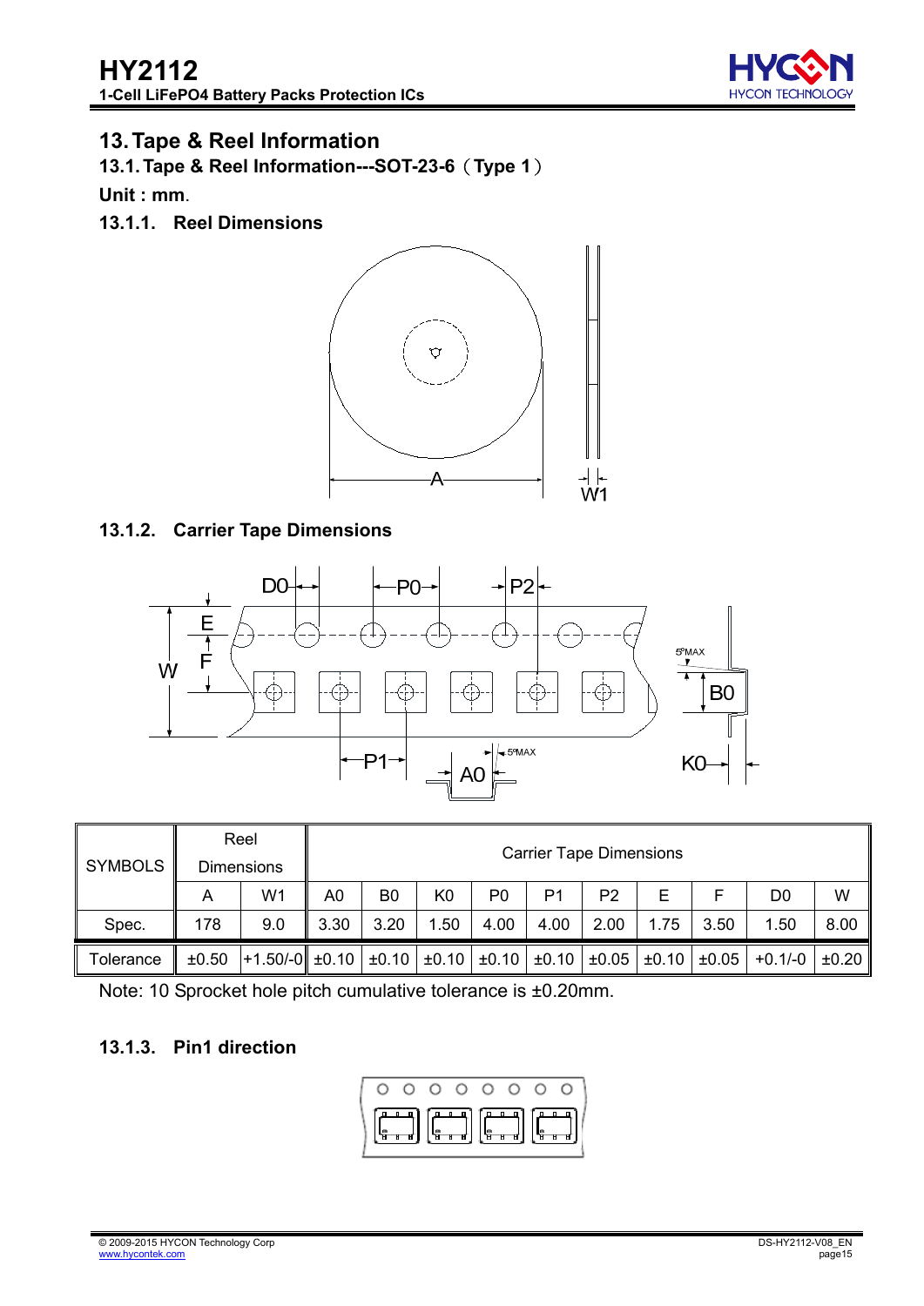## 13. Tape & Reel Information

### 13.1. Tape & Reel Information---SOT-23-6（Type 1）

**Unit : mm.**

#### 13.1.1. Reel Dimensions

#### 13.1.2. Carrier Tape Dimensions

| SYMBOLS | Reel Dimensions | | Carrier Tape Dimensions | | | | | | | | | |
|---|---|---|---|---|---|---|---|---|---|---|---|---|
| | A | W1 | A0 | B0 | K0 | P0 | P1 | P2 | E | F | D0 | W |
| Spec. | 178 | 9.0 | 3.30 | 3.20 | 1.50 | 4.00 | 4.00 | 2.00 | 1.75 | 3.50 | 1.50 | 8.00 |
| Tolerance | ±0.50 | +1.50/-0 | ±0.10 | ±0.10 | ±0.10 | ±0.10 | ±0.10 | ±0.05 | ±0.10 | ±0.05 | +0.1/-0 | ±0.20 |

Note: 10 Sprocket hole pitch cumulative tolerance is ±0.20mm.

#### 13.1.3. Pin1 direction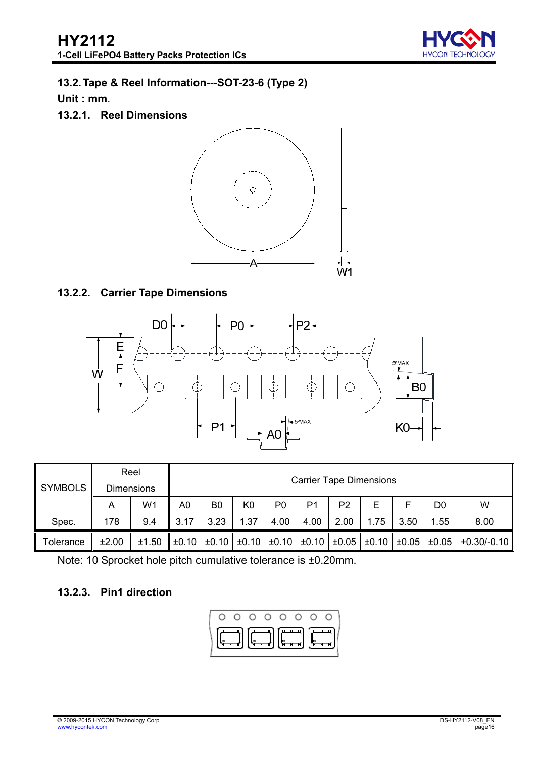## 13.2. Tape & Reel Information---SOT-23-6 (Type 2)

**Unit : mm.**

### 13.2.1. Reel Dimensions

### 13.2.2. Carrier Tape Dimensions

| SYMBOLS | Reel Dimensions | | Carrier Tape Dimensions | | | | | | | | | |
|---|---|---|---|---|---|---|---|---|---|---|---|---|
| | A | W1 | A0 | B0 | K0 | P0 | P1 | P2 | E | F | D0 | W |
| Spec. | 178 | 9.4 | 3.17 | 3.23 | 1.37 | 4.00 | 4.00 | 2.00 | 1.75 | 3.50 | 1.55 | 8.00 |
| Tolerance | ±2.00 | ±1.50 | ±0.10 | ±0.10 | ±0.10 | ±0.10 | ±0.10 | ±0.05 | ±0.10 | ±0.05 | ±0.05 | +0.30/-0.10 |

Note: 10 Sprocket hole pitch cumulative tolerance is ±0.20mm.

### 13.2.3. Pin1 direction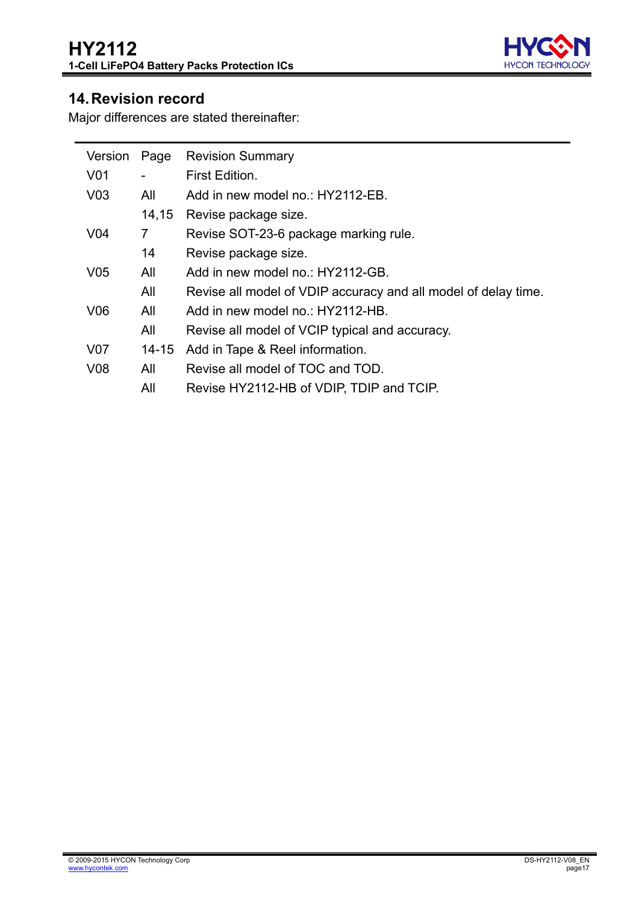## 14. Revision record

Major differences are stated thereinafter:

| Version | Page | Revision Summary |
|---|---|---|
| V01 | - | First Edition. |
| V03 | All | Add in new model no.: HY2112-EB. |
| | 14,15 | Revise package size. |
| V04 | 7 | Revise SOT-23-6 package marking rule. |
| | 14 | Revise package size. |
| V05 | All | Add in new model no.: HY2112-GB. |
| | All | Revise all model of VDIP accuracy and all model of delay time. |
| V06 | All | Add in new model no.: HY2112-HB. |
| | All | Revise all model of VCIP typical and accuracy. |
| V07 | 14-15 | Add in Tape & Reel information. |
| V08 | All | Revise all model of TOC and TOD. |
| | All | Revise HY2112-HB of VDIP, TDIP and TCIP. |